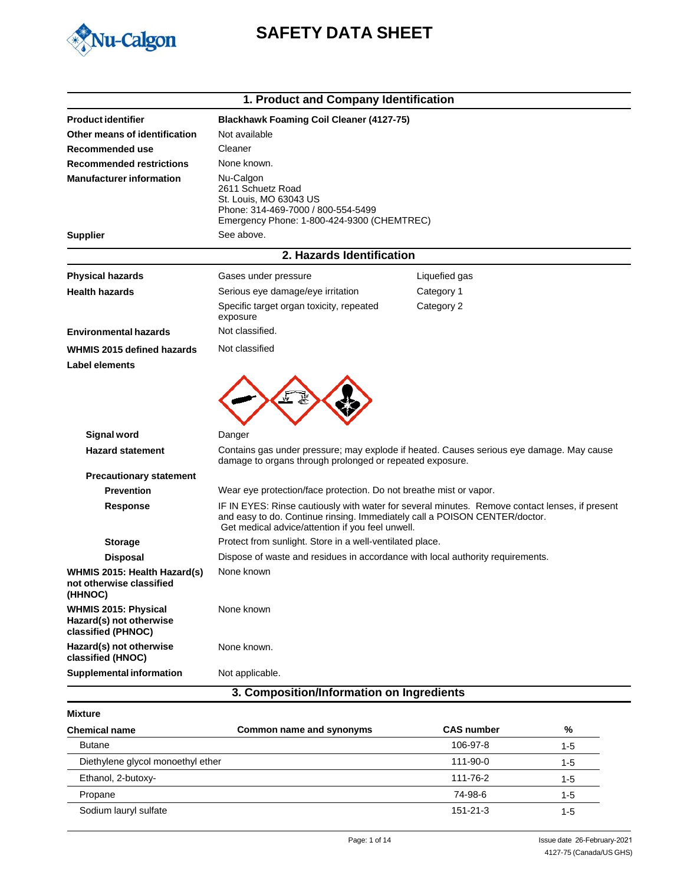Nu-Calgon

# SAFETY DATA SHEET

## 1. Product and Company Identification

| | |
|---|---|
| **Product identifier** | **Blackhawk Foaming Coil Cleaner (4127-75)** |
| **Other means of identification** | Not available |
| **Recommended use** | Cleaner |
| **Recommended restrictions** | None known. |
| **Manufacturer information** | Nu-Calgon<br>2611 Schuetz Road<br>St. Louis, MO 63043 US<br>Phone: 314-469-7000 / 800-554-5499<br>Emergency Phone: 1-800-424-9300 (CHEMTREC) |
| **Supplier** | See above. |

## 2. Hazards Identification

| | | |
|---|---|---|
| **Physical hazards** | Gases under pressure | Liquefied gas |
| **Health hazards** | Serious eye damage/eye irritation | Category 1 |
| | Specific target organ toxicity, repeated exposure | Category 2 |
| **Environmental hazards** | Not classified. | |
| **WHMIS 2015 defined hazards** | Not classified | |

**Label elements**

**Signal word** Danger

**Hazard statement** Contains gas under pressure; may explode if heated. Causes serious eye damage. May cause damage to organs through prolonged or repeated exposure.

**Precautionary statement**

**Prevention** Wear eye protection/face protection. Do not breathe mist or vapor.

**Response** IF IN EYES: Rinse cautiously with water for several minutes. Remove contact lenses, if present and easy to do. Continue rinsing. Immediately call a POISON CENTER/doctor. Get medical advice/attention if you feel unwell.

**Storage** Protect from sunlight. Store in a well-ventilated place.

**Disposal** Dispose of waste and residues in accordance with local authority requirements.

**WHMIS 2015: Health Hazard(s) not otherwise classified (HHNOC)** None known

**WHMIS 2015: Physical Hazard(s) not otherwise classified (PHNOC)** None known

**Hazard(s) not otherwise classified (HNOC)** None known.

**Supplemental information** Not applicable.

## 3. Composition/Information on Ingredients

**Mixture**

| Chemical name | Common name and synonyms | CAS number | % |
|---|---|---|---|
| Butane | | 106-97-8 | 1-5 |
| Diethylene glycol monoethyl ether | | 111-90-0 | 1-5 |
| Ethanol, 2-butoxy- | | 111-76-2 | 1-5 |
| Propane | | 74-98-6 | 1-5 |
| Sodium lauryl sulfate | | 151-21-3 | 1-5 |

Issue date 26-February-2021
4127-75 (Canada/US GHS)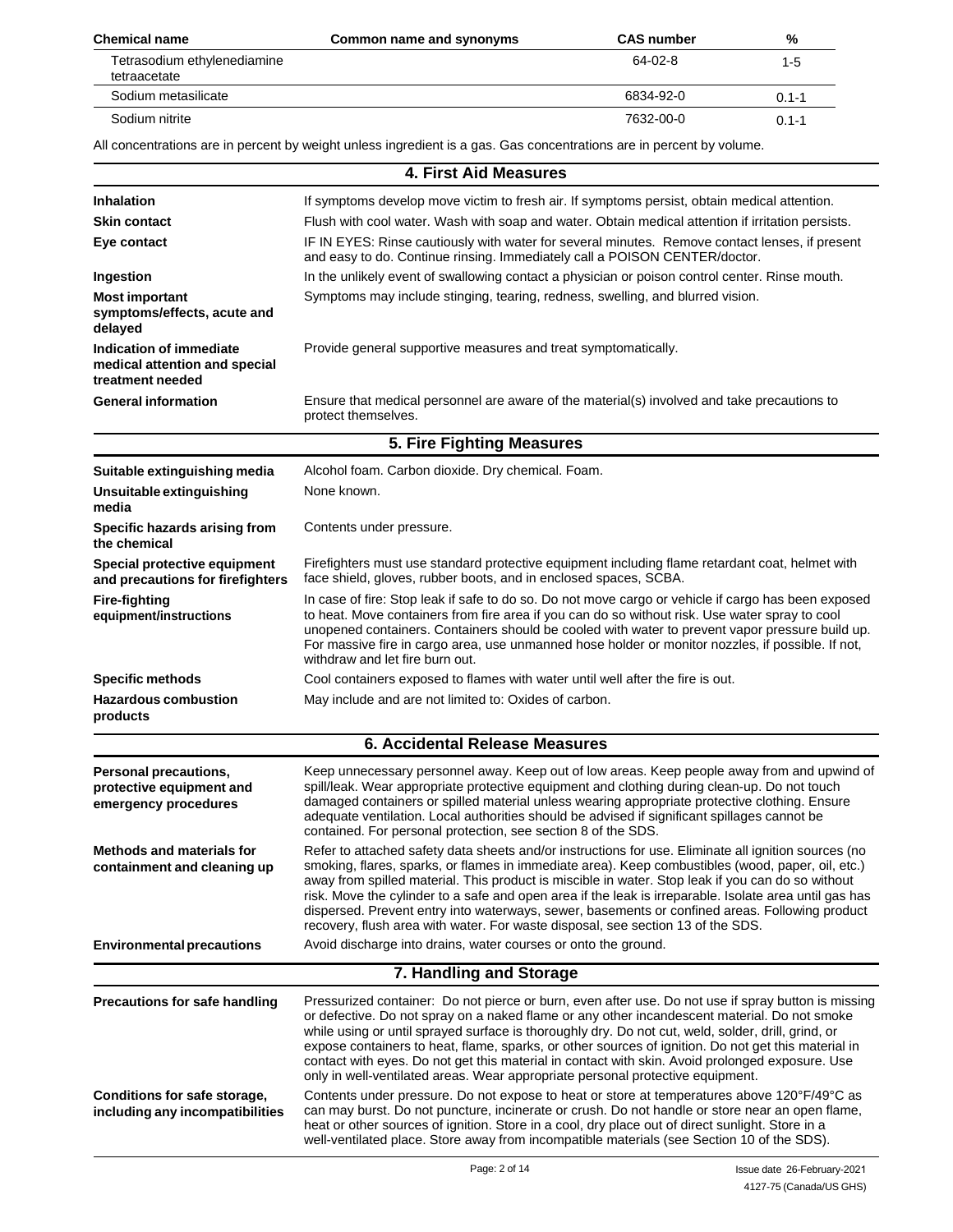| Chemical name | Common name and synonyms | CAS number | % |
| --- | --- | --- | --- |
| Tetrasodium ethylenediamine tetraacetate | | 64-02-8 | 1-5 |
| Sodium metasilicate | | 6834-92-0 | 0.1-1 |
| Sodium nitrite | | 7632-00-0 | 0.1-1 |

All concentrations are in percent by weight unless ingredient is a gas. Gas concentrations are in percent by volume.

## 4. First Aid Measures

| | |
| --- | --- |
| **Inhalation** | If symptoms develop move victim to fresh air. If symptoms persist, obtain medical attention. |
| **Skin contact** | Flush with cool water. Wash with soap and water. Obtain medical attention if irritation persists. |
| **Eye contact** | IF IN EYES: Rinse cautiously with water for several minutes. Remove contact lenses, if present and easy to do. Continue rinsing. Immediately call a POISON CENTER/doctor. |
| **Ingestion** | In the unlikely event of swallowing contact a physician or poison control center. Rinse mouth. |
| **Most important symptoms/effects, acute and delayed** | Symptoms may include stinging, tearing, redness, swelling, and blurred vision. |
| **Indication of immediate medical attention and special treatment needed** | Provide general supportive measures and treat symptomatically. |
| **General information** | Ensure that medical personnel are aware of the material(s) involved and take precautions to protect themselves. |

## 5. Fire Fighting Measures

| | |
| --- | --- |
| **Suitable extinguishing media** | Alcohol foam. Carbon dioxide. Dry chemical. Foam. |
| **Unsuitable extinguishing media** | None known. |
| **Specific hazards arising from the chemical** | Contents under pressure. |
| **Special protective equipment and precautions for firefighters** | Firefighters must use standard protective equipment including flame retardant coat, helmet with face shield, gloves, rubber boots, and in enclosed spaces, SCBA. |
| **Fire-fighting equipment/instructions** | In case of fire: Stop leak if safe to do so. Do not move cargo or vehicle if cargo has been exposed to heat. Move containers from fire area if you can do so without risk. Use water spray to cool unopened containers. Containers should be cooled with water to prevent vapor pressure build up. For massive fire in cargo area, use unmanned hose holder or monitor nozzles, if possible. If not, withdraw and let fire burn out. |
| **Specific methods** | Cool containers exposed to flames with water until well after the fire is out. |
| **Hazardous combustion products** | May include and are not limited to: Oxides of carbon. |

## 6. Accidental Release Measures

| | |
| --- | --- |
| **Personal precautions, protective equipment and emergency procedures** | Keep unnecessary personnel away. Keep out of low areas. Keep people away from and upwind of spill/leak. Wear appropriate protective equipment and clothing during clean-up. Do not touch damaged containers or spilled material unless wearing appropriate protective clothing. Ensure adequate ventilation. Local authorities should be advised if significant spillages cannot be contained. For personal protection, see section 8 of the SDS. |
| **Methods and materials for containment and cleaning up** | Refer to attached safety data sheets and/or instructions for use. Eliminate all ignition sources (no smoking, flares, sparks, or flames in immediate area). Keep combustibles (wood, paper, oil, etc.) away from spilled material. This product is miscible in water. Stop leak if you can do so without risk. Move the cylinder to a safe and open area if the leak is irreparable. Isolate area until gas has dispersed. Prevent entry into waterways, sewer, basements or confined areas. Following product recovery, flush area with water. For waste disposal, see section 13 of the SDS. |
| **Environmental precautions** | Avoid discharge into drains, water courses or onto the ground. |

## 7. Handling and Storage

| | |
| --- | --- |
| **Precautions for safe handling** | Pressurized container: Do not pierce or burn, even after use. Do not use if spray button is missing or defective. Do not spray on a naked flame or any other incandescent material. Do not smoke while using or until sprayed surface is thoroughly dry. Do not cut, weld, solder, drill, grind, or expose containers to heat, flame, sparks, or other sources of ignition. Do not get this material in contact with eyes. Do not get this material in contact with skin. Avoid prolonged exposure. Use only in well-ventilated areas. Wear appropriate personal protective equipment. |
| **Conditions for safe storage, including any incompatibilities** | Contents under pressure. Do not expose to heat or store at temperatures above 120°F/49°C as can may burst. Do not puncture, incinerate or crush. Do not handle or store near an open flame, heat or other sources of ignition. Store in a cool, dry place out of direct sunlight. Store in a well-ventilated place. Store away from incompatible materials (see Section 10 of the SDS). |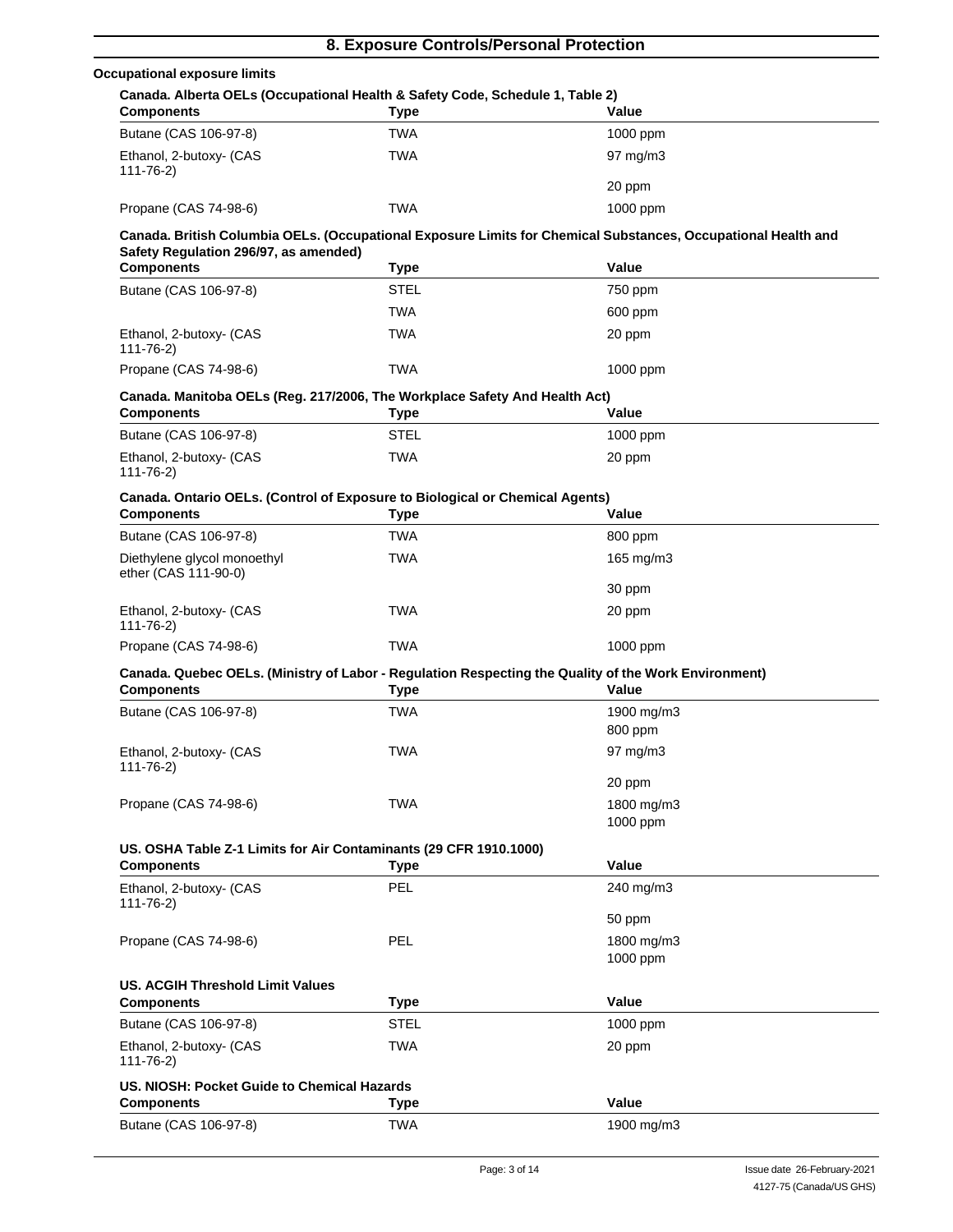## 8. Exposure Controls/Personal Protection

**Occupational exposure limits**

**Canada. Alberta OELs (Occupational Health & Safety Code, Schedule 1, Table 2)**

| Components | Type | Value |
|---|---|---|
| Butane (CAS 106-97-8) | TWA | 1000 ppm |
| Ethanol, 2-butoxy- (CAS 111-76-2) | TWA | 97 mg/m3 |
| | | 20 ppm |
| Propane (CAS 74-98-6) | TWA | 1000 ppm |

**Canada. British Columbia OELs. (Occupational Exposure Limits for Chemical Substances, Occupational Health and Safety Regulation 296/97, as amended)**

| Components | Type | Value |
|---|---|---|
| Butane (CAS 106-97-8) | STEL | 750 ppm |
| | TWA | 600 ppm |
| Ethanol, 2-butoxy- (CAS 111-76-2) | TWA | 20 ppm |
| Propane (CAS 74-98-6) | TWA | 1000 ppm |

**Canada. Manitoba OELs (Reg. 217/2006, The Workplace Safety And Health Act)**

| Components | Type | Value |
|---|---|---|
| Butane (CAS 106-97-8) | STEL | 1000 ppm |
| Ethanol, 2-butoxy- (CAS 111-76-2) | TWA | 20 ppm |

**Canada. Ontario OELs. (Control of Exposure to Biological or Chemical Agents)**

| Components | Type | Value |
|---|---|---|
| Butane (CAS 106-97-8) | TWA | 800 ppm |
| Diethylene glycol monoethyl ether (CAS 111-90-0) | TWA | 165 mg/m3 |
| | | 30 ppm |
| Ethanol, 2-butoxy- (CAS 111-76-2) | TWA | 20 ppm |
| Propane (CAS 74-98-6) | TWA | 1000 ppm |

**Canada. Quebec OELs. (Ministry of Labor - Regulation Respecting the Quality of the Work Environment)**

| Components | Type | Value |
|---|---|---|
| Butane (CAS 106-97-8) | TWA | 1900 mg/m3 |
| | | 800 ppm |
| Ethanol, 2-butoxy- (CAS 111-76-2) | TWA | 97 mg/m3 |
| | | 20 ppm |
| Propane (CAS 74-98-6) | TWA | 1800 mg/m3 |
| | | 1000 ppm |

**US. OSHA Table Z-1 Limits for Air Contaminants (29 CFR 1910.1000)**

| Components | Type | Value |
|---|---|---|
| Ethanol, 2-butoxy- (CAS 111-76-2) | PEL | 240 mg/m3 |
| | | 50 ppm |
| Propane (CAS 74-98-6) | PEL | 1800 mg/m3 |
| | | 1000 ppm |

**US. ACGIH Threshold Limit Values**

| Components | Type | Value |
|---|---|---|
| Butane (CAS 106-97-8) | STEL | 1000 ppm |
| Ethanol, 2-butoxy- (CAS 111-76-2) | TWA | 20 ppm |

**US. NIOSH: Pocket Guide to Chemical Hazards**

| Components | Type | Value |
|---|---|---|
| Butane (CAS 106-97-8) | TWA | 1900 mg/m3 |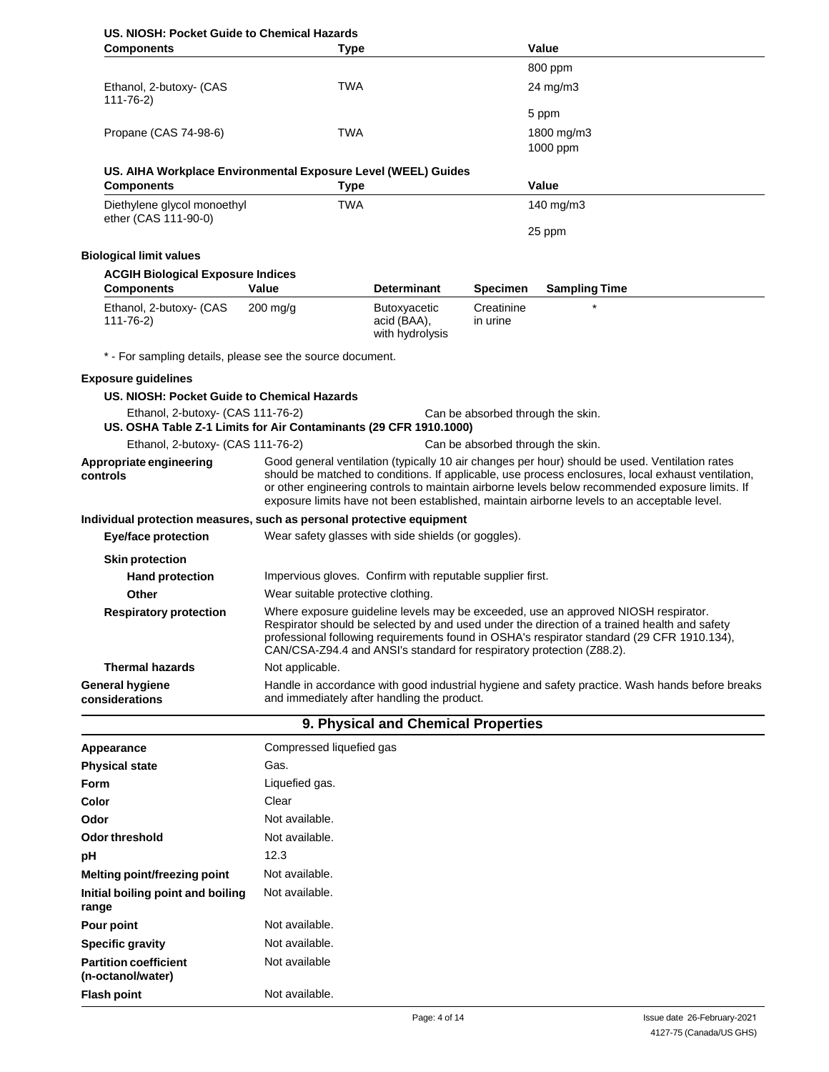**US. NIOSH: Pocket Guide to Chemical Hazards**

| Components | Type | Value |
|---|---|---|
| | | 800 ppm |
| Ethanol, 2-butoxy- (CAS 111-76-2) | TWA | 24 mg/m3 |
| | | 5 ppm |
| Propane (CAS 74-98-6) | TWA | 1800 mg/m3 |
| | | 1000 ppm |

**US. AIHA Workplace Environmental Exposure Level (WEEL) Guides**

| Components | Type | Value |
|---|---|---|
| Diethylene glycol monoethyl ether (CAS 111-90-0) | TWA | 140 mg/m3 |
| | | 25 ppm |

**Biological limit values**

**ACGIH Biological Exposure Indices**

| Components | Value | Determinant | Specimen | Sampling Time |
|---|---|---|---|---|
| Ethanol, 2-butoxy- (CAS 111-76-2) | 200 mg/g | Butoxyacetic acid (BAA), with hydrolysis | Creatinine in urine | * |

\* - For sampling details, please see the source document.

**Exposure guidelines**

**US. NIOSH: Pocket Guide to Chemical Hazards**

Ethanol, 2-butoxy- (CAS 111-76-2) — Can be absorbed through the skin.

**US. OSHA Table Z-1 Limits for Air Contaminants (29 CFR 1910.1000)**

Ethanol, 2-butoxy- (CAS 111-76-2) — Can be absorbed through the skin.

**Appropriate engineering controls**
Good general ventilation (typically 10 air changes per hour) should be used. Ventilation rates should be matched to conditions. If applicable, use process enclosures, local exhaust ventilation, or other engineering controls to maintain airborne levels below recommended exposure limits. If exposure limits have not been established, maintain airborne levels to an acceptable level.

**Individual protection measures, such as personal protective equipment**

**Eye/face protection**
Wear safety glasses with side shields (or goggles).

**Skin protection**

**Hand protection**
Impervious gloves. Confirm with reputable supplier first.

**Other**
Wear suitable protective clothing.

**Respiratory protection**
Where exposure guideline levels may be exceeded, use an approved NIOSH respirator. Respirator should be selected by and used under the direction of a trained health and safety professional following requirements found in OSHA's respirator standard (29 CFR 1910.134), CAN/CSA-Z94.4 and ANSI's standard for respiratory protection (Z88.2).

**Thermal hazards**
Not applicable.

**General hygiene considerations**
Handle in accordance with good industrial hygiene and safety practice. Wash hands before breaks and immediately after handling the product.

## 9. Physical and Chemical Properties

| | |
|---|---|
| **Appearance** | Compressed liquefied gas |
| **Physical state** | Gas. |
| **Form** | Liquefied gas. |
| **Color** | Clear |
| **Odor** | Not available. |
| **Odor threshold** | Not available. |
| **pH** | 12.3 |
| **Melting point/freezing point** | Not available. |
| **Initial boiling point and boiling range** | Not available. |
| **Pour point** | Not available. |
| **Specific gravity** | Not available. |
| **Partition coefficient (n-octanol/water)** | Not available |
| **Flash point** | Not available. |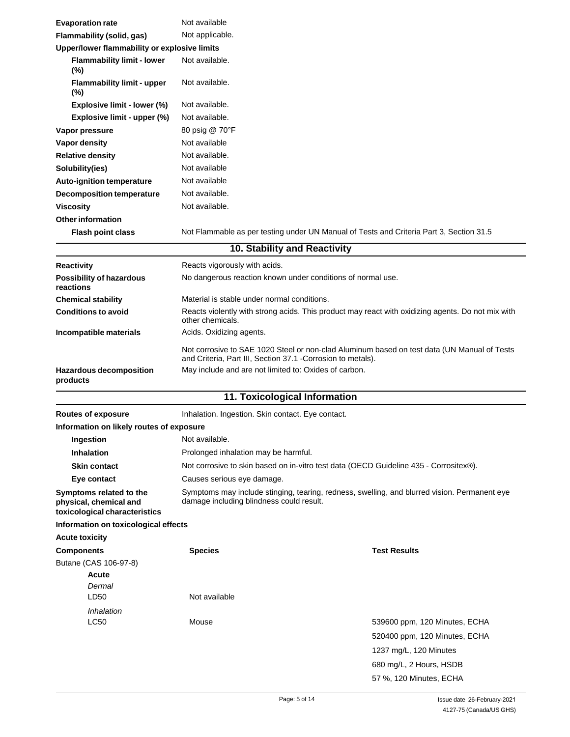| | |
|---|---|
| **Evaporation rate** | Not available |
| **Flammability (solid, gas)** | Not applicable. |
| **Upper/lower flammability or explosive limits** | |
| **Flammability limit - lower (%)** | Not available. |
| **Flammability limit - upper (%)** | Not available. |
| **Explosive limit - lower (%)** | Not available. |
| **Explosive limit - upper (%)** | Not available. |
| **Vapor pressure** | 80 psig @ 70°F |
| **Vapor density** | Not available |
| **Relative density** | Not available. |
| **Solubility(ies)** | Not available |
| **Auto-ignition temperature** | Not available |
| **Decomposition temperature** | Not available. |
| **Viscosity** | Not available. |
| **Other information** | |
| **Flash point class** | Not Flammable as per testing under UN Manual of Tests and Criteria Part 3, Section 31.5 |

## 10. Stability and Reactivity

| | |
|---|---|
| **Reactivity** | Reacts vigorously with acids. |
| **Possibility of hazardous reactions** | No dangerous reaction known under conditions of normal use. |
| **Chemical stability** | Material is stable under normal conditions. |
| **Conditions to avoid** | Reacts violently with strong acids. This product may react with oxidizing agents. Do not mix with other chemicals. |
| **Incompatible materials** | Acids. Oxidizing agents. |
| | Not corrosive to SAE 1020 Steel or non-clad Aluminum based on test data (UN Manual of Tests and Criteria, Part III, Section 37.1 -Corrosion to metals). |
| **Hazardous decomposition products** | May include and are not limited to: Oxides of carbon. |

## 11. Toxicological Information

| | |
|---|---|
| **Routes of exposure** | Inhalation. Ingestion. Skin contact. Eye contact. |
| **Information on likely routes of exposure** | |
| **Ingestion** | Not available. |
| **Inhalation** | Prolonged inhalation may be harmful. |
| **Skin contact** | Not corrosive to skin based on in-vitro test data (OECD Guideline 435 - Corrositex®). |
| **Eye contact** | Causes serious eye damage. |
| **Symptoms related to the physical, chemical and toxicological characteristics** | Symptoms may include stinging, tearing, redness, swelling, and blurred vision. Permanent eye damage including blindness could result. |

**Information on toxicological effects**

**Acute toxicity**

| Components | Species | Test Results |
|---|---|---|
| Butane (CAS 106-97-8) | | |
| **Acute** | | |
| *Dermal* | | |
| LD50 | Not available | |
| *Inhalation* | | |
| LC50 | Mouse | 539600 ppm, 120 Minutes, ECHA |
| | | 520400 ppm, 120 Minutes, ECHA |
| | | 1237 mg/L, 120 Minutes |
| | | 680 mg/L, 2 Hours, HSDB |
| | | 57 %, 120 Minutes, ECHA |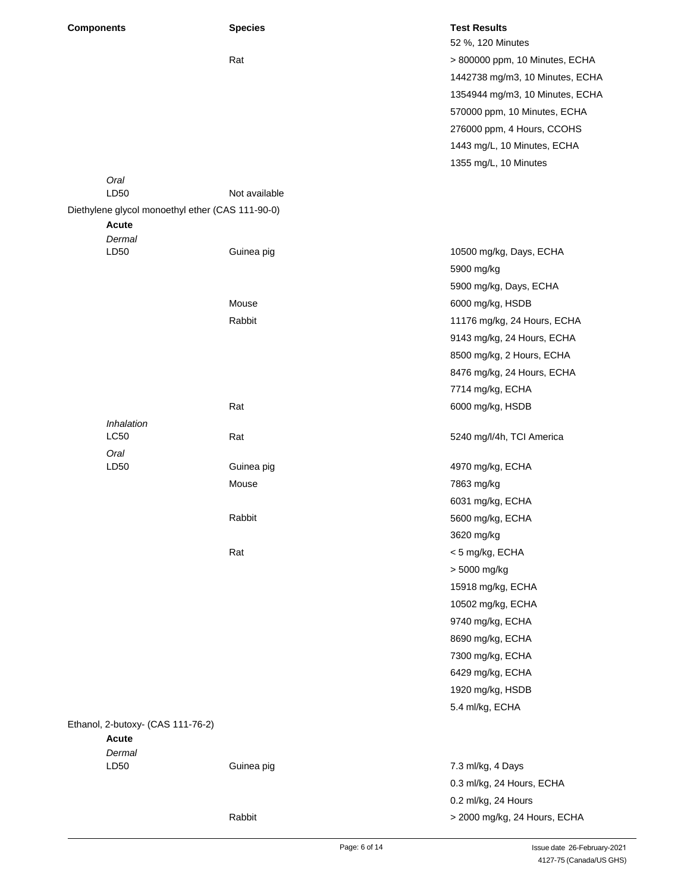| Components | Species | Test Results |
|---|---|---|
| | | 52 %, 120 Minutes |
| | Rat | > 800000 ppm, 10 Minutes, ECHA |
| | | 1442738 mg/m3, 10 Minutes, ECHA |
| | | 1354944 mg/m3, 10 Minutes, ECHA |
| | | 570000 ppm, 10 Minutes, ECHA |
| | | 276000 ppm, 4 Hours, CCOHS |
| | | 1443 mg/L, 10 Minutes, ECHA |
| | | 1355 mg/L, 10 Minutes |
| *Oral* | | |
| LD50 | Not available | |
| Diethylene glycol monoethyl ether (CAS 111-90-0) | | |
| **Acute** | | |
| *Dermal* | | |
| LD50 | Guinea pig | 10500 mg/kg, Days, ECHA |
| | | 5900 mg/kg |
| | | 5900 mg/kg, Days, ECHA |
| | Mouse | 6000 mg/kg, HSDB |
| | Rabbit | 11176 mg/kg, 24 Hours, ECHA |
| | | 9143 mg/kg, 24 Hours, ECHA |
| | | 8500 mg/kg, 2 Hours, ECHA |
| | | 8476 mg/kg, 24 Hours, ECHA |
| | | 7714 mg/kg, ECHA |
| | Rat | 6000 mg/kg, HSDB |
| *Inhalation* | | |
| LC50 | Rat | 5240 mg/l/4h, TCI America |
| *Oral* | | |
| LD50 | Guinea pig | 4970 mg/kg, ECHA |
| | Mouse | 7863 mg/kg |
| | | 6031 mg/kg, ECHA |
| | Rabbit | 5600 mg/kg, ECHA |
| | | 3620 mg/kg |
| | Rat | < 5 mg/kg, ECHA |
| | | > 5000 mg/kg |
| | | 15918 mg/kg, ECHA |
| | | 10502 mg/kg, ECHA |
| | | 9740 mg/kg, ECHA |
| | | 8690 mg/kg, ECHA |
| | | 7300 mg/kg, ECHA |
| | | 6429 mg/kg, ECHA |
| | | 1920 mg/kg, HSDB |
| | | 5.4 ml/kg, ECHA |
| Ethanol, 2-butoxy- (CAS 111-76-2) | | |
| **Acute** | | |
| *Dermal* | | |
| LD50 | Guinea pig | 7.3 ml/kg, 4 Days |
| | | 0.3 ml/kg, 24 Hours, ECHA |
| | | 0.2 ml/kg, 24 Hours |
| | Rabbit | > 2000 mg/kg, 24 Hours, ECHA |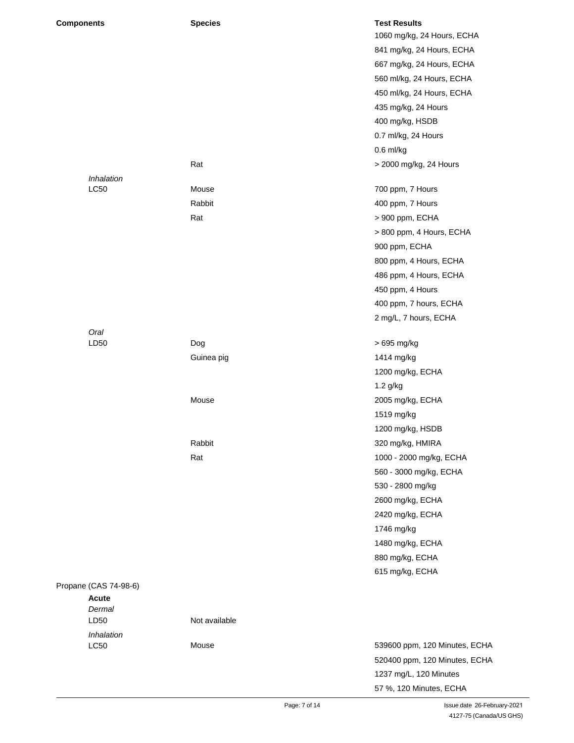| Components | Species | Test Results |
|---|---|---|
| | | 1060 mg/kg, 24 Hours, ECHA |
| | | 841 mg/kg, 24 Hours, ECHA |
| | | 667 mg/kg, 24 Hours, ECHA |
| | | 560 ml/kg, 24 Hours, ECHA |
| | | 450 ml/kg, 24 Hours, ECHA |
| | | 435 mg/kg, 24 Hours |
| | | 400 mg/kg, HSDB |
| | | 0.7 ml/kg, 24 Hours |
| | | 0.6 ml/kg |
| | Rat | > 2000 mg/kg, 24 Hours |
| *Inhalation* | | |
| LC50 | Mouse | 700 ppm, 7 Hours |
| | Rabbit | 400 ppm, 7 Hours |
| | Rat | > 900 ppm, ECHA |
| | | > 800 ppm, 4 Hours, ECHA |
| | | 900 ppm, ECHA |
| | | 800 ppm, 4 Hours, ECHA |
| | | 486 ppm, 4 Hours, ECHA |
| | | 450 ppm, 4 Hours |
| | | 400 ppm, 7 hours, ECHA |
| | | 2 mg/L, 7 hours, ECHA |
| *Oral* | | |
| LD50 | Dog | > 695 mg/kg |
| | Guinea pig | 1414 mg/kg |
| | | 1200 mg/kg, ECHA |
| | | 1.2 g/kg |
| | Mouse | 2005 mg/kg, ECHA |
| | | 1519 mg/kg |
| | | 1200 mg/kg, HSDB |
| | Rabbit | 320 mg/kg, HMIRA |
| | Rat | 1000 - 2000 mg/kg, ECHA |
| | | 560 - 3000 mg/kg, ECHA |
| | | 530 - 2800 mg/kg |
| | | 2600 mg/kg, ECHA |
| | | 2420 mg/kg, ECHA |
| | | 1746 mg/kg |
| | | 1480 mg/kg, ECHA |
| | | 880 mg/kg, ECHA |
| | | 615 mg/kg, ECHA |
| Propane (CAS 74-98-6) | | |
| **Acute** | | |
| *Dermal* | | |
| LD50 | Not available | |
| *Inhalation* | | |
| LC50 | Mouse | 539600 ppm, 120 Minutes, ECHA |
| | | 520400 ppm, 120 Minutes, ECHA |
| | | 1237 mg/L, 120 Minutes |
| | | 57 %, 120 Minutes, ECHA |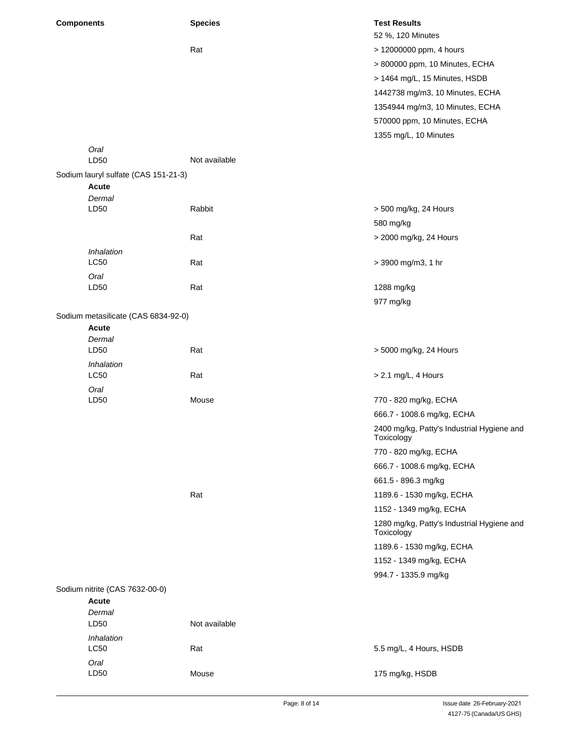| Components | Species | Test Results |
| --- | --- | --- |
| | | 52 %, 120 Minutes |
| | Rat | > 12000000 ppm, 4 hours |
| | | > 800000 ppm, 10 Minutes, ECHA |
| | | > 1464 mg/L, 15 Minutes, HSDB |
| | | 1442738 mg/m3, 10 Minutes, ECHA |
| | | 1354944 mg/m3, 10 Minutes, ECHA |
| | | 570000 ppm, 10 Minutes, ECHA |
| | | 1355 mg/L, 10 Minutes |
| *Oral* | | |
| LD50 | Not available | |
| Sodium lauryl sulfate (CAS 151-21-3) | | |
| **Acute** | | |
| *Dermal* | | |
| LD50 | Rabbit | > 500 mg/kg, 24 Hours |
| | | 580 mg/kg |
| | Rat | > 2000 mg/kg, 24 Hours |
| *Inhalation* | | |
| LC50 | Rat | > 3900 mg/m3, 1 hr |
| *Oral* | | |
| LD50 | Rat | 1288 mg/kg |
| | | 977 mg/kg |
| Sodium metasilicate (CAS 6834-92-0) | | |
| **Acute** | | |
| *Dermal* | | |
| LD50 | Rat | > 5000 mg/kg, 24 Hours |
| *Inhalation* | | |
| LC50 | Rat | > 2.1 mg/L, 4 Hours |
| *Oral* | | |
| LD50 | Mouse | 770 - 820 mg/kg, ECHA |
| | | 666.7 - 1008.6 mg/kg, ECHA |
| | | 2400 mg/kg, Patty's Industrial Hygiene and Toxicology |
| | | 770 - 820 mg/kg, ECHA |
| | | 666.7 - 1008.6 mg/kg, ECHA |
| | | 661.5 - 896.3 mg/kg |
| | Rat | 1189.6 - 1530 mg/kg, ECHA |
| | | 1152 - 1349 mg/kg, ECHA |
| | | 1280 mg/kg, Patty's Industrial Hygiene and Toxicology |
| | | 1189.6 - 1530 mg/kg, ECHA |
| | | 1152 - 1349 mg/kg, ECHA |
| | | 994.7 - 1335.9 mg/kg |
| Sodium nitrite (CAS 7632-00-0) | | |
| **Acute** | | |
| *Dermal* | | |
| LD50 | Not available | |
| *Inhalation* | | |
| LC50 | Rat | 5.5 mg/L, 4 Hours, HSDB |
| *Oral* | | |
| LD50 | Mouse | 175 mg/kg, HSDB |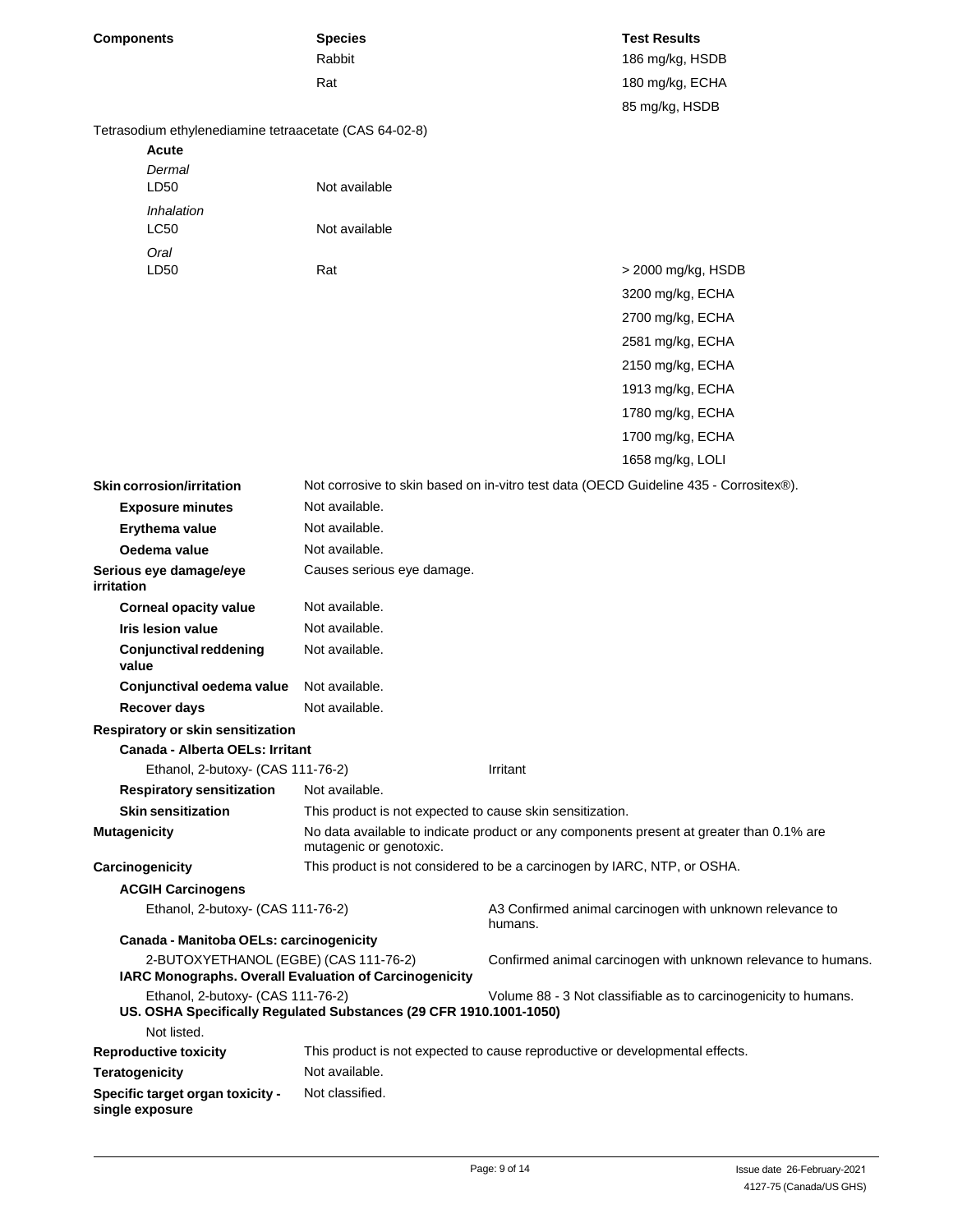| Components | Species | Test Results |
|---|---|---|
| | Rabbit | 186 mg/kg, HSDB |
| | Rat | 180 mg/kg, ECHA |
| | | 85 mg/kg, HSDB |
| Tetrasodium ethylenediamine tetraacetate (CAS 64-02-8) | | |
| **Acute** | | |
| *Dermal* | | |
| LD50 | Not available | |
| *Inhalation* | | |
| LC50 | Not available | |
| *Oral* | | |
| LD50 | Rat | > 2000 mg/kg, HSDB |
| | | 3200 mg/kg, ECHA |
| | | 2700 mg/kg, ECHA |
| | | 2581 mg/kg, ECHA |
| | | 2150 mg/kg, ECHA |
| | | 1913 mg/kg, ECHA |
| | | 1780 mg/kg, ECHA |
| | | 1700 mg/kg, ECHA |
| | | 1658 mg/kg, LOLI |

**Skin corrosion/irritation** Not corrosive to skin based on in-vitro test data (OECD Guideline 435 - Corrositex®).

**Exposure minutes** Not available.

**Erythema value** Not available.

**Oedema value** Not available.

**Serious eye damage/eye irritation** Causes serious eye damage.

**Corneal opacity value** Not available.

**Iris lesion value** Not available.

**Conjunctival reddening value** Not available.

**Conjunctival oedema value** Not available.

**Recover days** Not available.

**Respiratory or skin sensitization**

**Canada - Alberta OELs: Irritant**

Ethanol, 2-butoxy- (CAS 111-76-2) Irritant

**Respiratory sensitization** Not available.

**Skin sensitization** This product is not expected to cause skin sensitization.

**Mutagenicity** No data available to indicate product or any components present at greater than 0.1% are mutagenic or genotoxic.

**Carcinogenicity** This product is not considered to be a carcinogen by IARC, NTP, or OSHA.

**ACGIH Carcinogens**

Ethanol, 2-butoxy- (CAS 111-76-2) A3 Confirmed animal carcinogen with unknown relevance to humans.

**Canada - Manitoba OELs: carcinogenicity**

2-BUTOXYETHANOL (EGBE) (CAS 111-76-2) Confirmed animal carcinogen with unknown relevance to humans.

**IARC Monographs. Overall Evaluation of Carcinogenicity**

Ethanol, 2-butoxy- (CAS 111-76-2) Volume 88 - 3 Not classifiable as to carcinogenicity to humans.

**US. OSHA Specifically Regulated Substances (29 CFR 1910.1001-1050)**

Not listed.

**Reproductive toxicity** This product is not expected to cause reproductive or developmental effects.

**Teratogenicity** Not available.

**Specific target organ toxicity - single exposure** Not classified.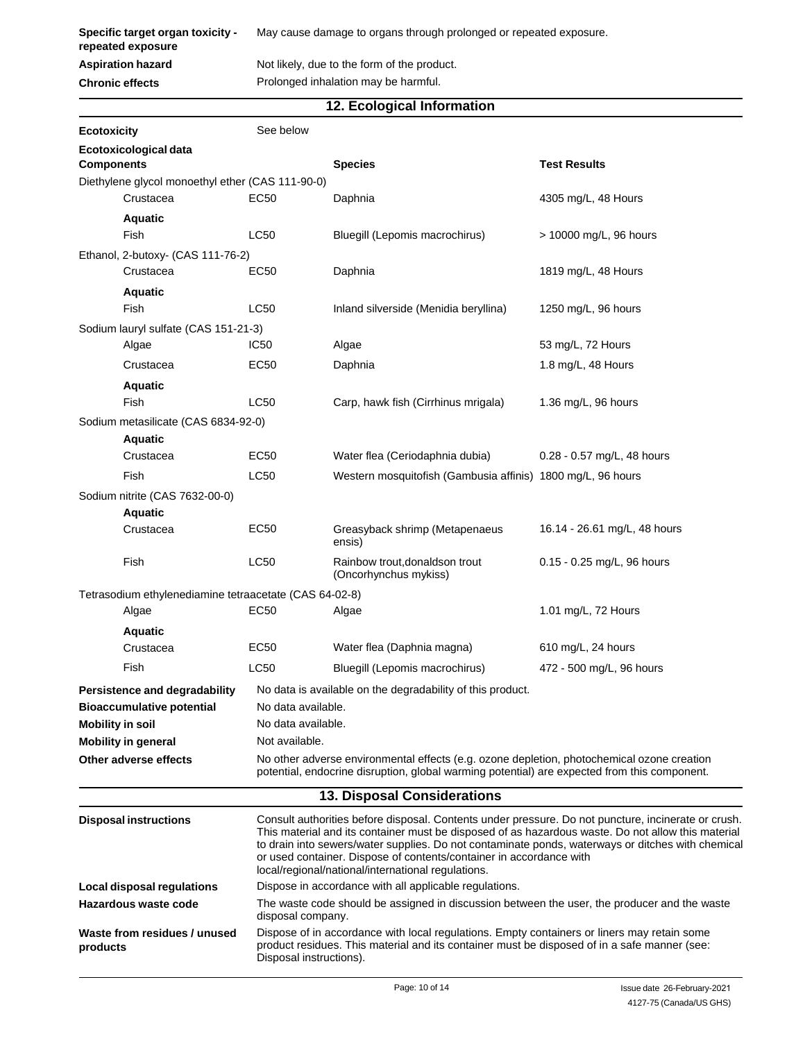| | |
|---|---|
| **Specific target organ toxicity - repeated exposure** | May cause damage to organs through prolonged or repeated exposure. |
| **Aspiration hazard** | Not likely, due to the form of the product. |
| **Chronic effects** | Prolonged inhalation may be harmful. |

## 12. Ecological Information

**Ecotoxicity** See below

**Ecotoxicological data**

| Components | | Species | Test Results |
|---|---|---|---|
| Diethylene glycol monoethyl ether (CAS 111-90-0) | | | |
| Crustacea | EC50 | Daphnia | 4305 mg/L, 48 Hours |
| **Aquatic** | | | |
| Fish | LC50 | Bluegill (Lepomis macrochirus) | > 10000 mg/L, 96 hours |
| Ethanol, 2-butoxy- (CAS 111-76-2) | | | |
| Crustacea | EC50 | Daphnia | 1819 mg/L, 48 Hours |
| **Aquatic** | | | |
| Fish | LC50 | Inland silverside (Menidia beryllina) | 1250 mg/L, 96 hours |
| Sodium lauryl sulfate (CAS 151-21-3) | | | |
| Algae | IC50 | Algae | 53 mg/L, 72 Hours |
| Crustacea | EC50 | Daphnia | 1.8 mg/L, 48 Hours |
| **Aquatic** | | | |
| Fish | LC50 | Carp, hawk fish (Cirrhinus mrigala) | 1.36 mg/L, 96 hours |
| Sodium metasilicate (CAS 6834-92-0) | | | |
| **Aquatic** | | | |
| Crustacea | EC50 | Water flea (Ceriodaphnia dubia) | 0.28 - 0.57 mg/L, 48 hours |
| Fish | LC50 | Western mosquitofish (Gambusia affinis) | 1800 mg/L, 96 hours |
| Sodium nitrite (CAS 7632-00-0) | | | |
| **Aquatic** | | | |
| Crustacea | EC50 | Greasyback shrimp (Metapenaeus ensis) | 16.14 - 26.61 mg/L, 48 hours |
| Fish | LC50 | Rainbow trout,donaldson trout (Oncorhynchus mykiss) | 0.15 - 0.25 mg/L, 96 hours |
| Tetrasodium ethylenediamine tetraacetate (CAS 64-02-8) | | | |
| Algae | EC50 | Algae | 1.01 mg/L, 72 Hours |
| **Aquatic** | | | |
| Crustacea | EC50 | Water flea (Daphnia magna) | 610 mg/L, 24 hours |
| Fish | LC50 | Bluegill (Lepomis macrochirus) | 472 - 500 mg/L, 96 hours |

| | |
|---|---|
| **Persistence and degradability** | No data is available on the degradability of this product. |
| **Bioaccumulative potential** | No data available. |
| **Mobility in soil** | No data available. |
| **Mobility in general** | Not available. |
| **Other adverse effects** | No other adverse environmental effects (e.g. ozone depletion, photochemical ozone creation potential, endocrine disruption, global warming potential) are expected from this component. |

## 13. Disposal Considerations

| | |
|---|---|
| **Disposal instructions** | Consult authorities before disposal. Contents under pressure. Do not puncture, incinerate or crush. This material and its container must be disposed of as hazardous waste. Do not allow this material to drain into sewers/water supplies. Do not contaminate ponds, waterways or ditches with chemical or used container. Dispose of contents/container in accordance with local/regional/national/international regulations. |
| **Local disposal regulations** | Dispose in accordance with all applicable regulations. |
| **Hazardous waste code** | The waste code should be assigned in discussion between the user, the producer and the waste disposal company. |
| **Waste from residues / unused products** | Dispose of in accordance with local regulations. Empty containers or liners may retain some product residues. This material and its container must be disposed of in a safe manner (see: Disposal instructions). |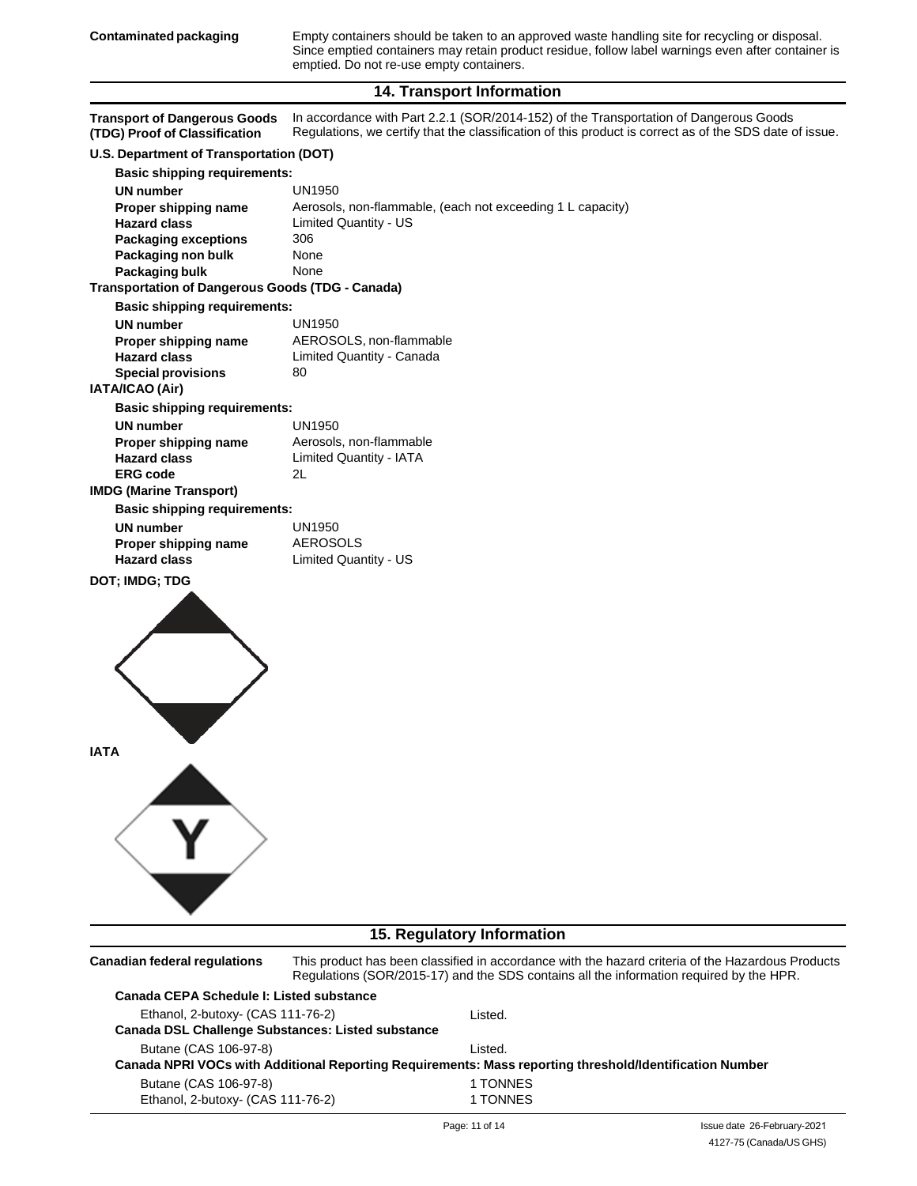| | |
|---|---|
| **Contaminated packaging** | Empty containers should be taken to an approved waste handling site for recycling or disposal. Since emptied containers may retain product residue, follow label warnings even after container is emptied. Do not re-use empty containers. |

## 14. Transport Information

| | |
|---|---|
| **Transport of Dangerous Goods (TDG) Proof of Classification** | In accordance with Part 2.2.1 (SOR/2014-152) of the Transportation of Dangerous Goods Regulations, we certify that the classification of this product is correct as of the SDS date of issue. |

**U.S. Department of Transportation (DOT)**

**Basic shipping requirements:**

| | |
|---|---|
| **UN number** | UN1950 |
| **Proper shipping name** | Aerosols, non-flammable, (each not exceeding 1 L capacity) |
| **Hazard class** | Limited Quantity - US |
| **Packaging exceptions** | 306 |
| **Packaging non bulk** | None |
| **Packaging bulk** | None |

**Transportation of Dangerous Goods (TDG - Canada)**

**Basic shipping requirements:**

| | |
|---|---|
| **UN number** | UN1950 |
| **Proper shipping name** | AEROSOLS, non-flammable |
| **Hazard class** | Limited Quantity - Canada |
| **Special provisions** | 80 |

**IATA/ICAO (Air)**

**Basic shipping requirements:**

| | |
|---|---|
| **UN number** | UN1950 |
| **Proper shipping name** | Aerosols, non-flammable |
| **Hazard class** | Limited Quantity - IATA |
| **ERG code** | 2L |

**IMDG (Marine Transport)**

**Basic shipping requirements:**

| | |
|---|---|
| **UN number** | UN1950 |
| **Proper shipping name** | AEROSOLS |
| **Hazard class** | Limited Quantity - US |

**DOT; IMDG; TDG**

**IATA**

## 15. Regulatory Information

| | |
|---|---|
| **Canadian federal regulations** | This product has been classified in accordance with the hazard criteria of the Hazardous Products Regulations (SOR/2015-17) and the SDS contains all the information required by the HPR. |

**Canada CEPA Schedule I: Listed substance**

| | |
|---|---|
| Ethanol, 2-butoxy- (CAS 111-76-2) | Listed. |

**Canada DSL Challenge Substances: Listed substance**

| | |
|---|---|
| Butane (CAS 106-97-8) | Listed. |

**Canada NPRI VOCs with Additional Reporting Requirements: Mass reporting threshold/Identification Number**

| | |
|---|---|
| Butane (CAS 106-97-8) | 1 TONNES |
| Ethanol, 2-butoxy- (CAS 111-76-2) | 1 TONNES |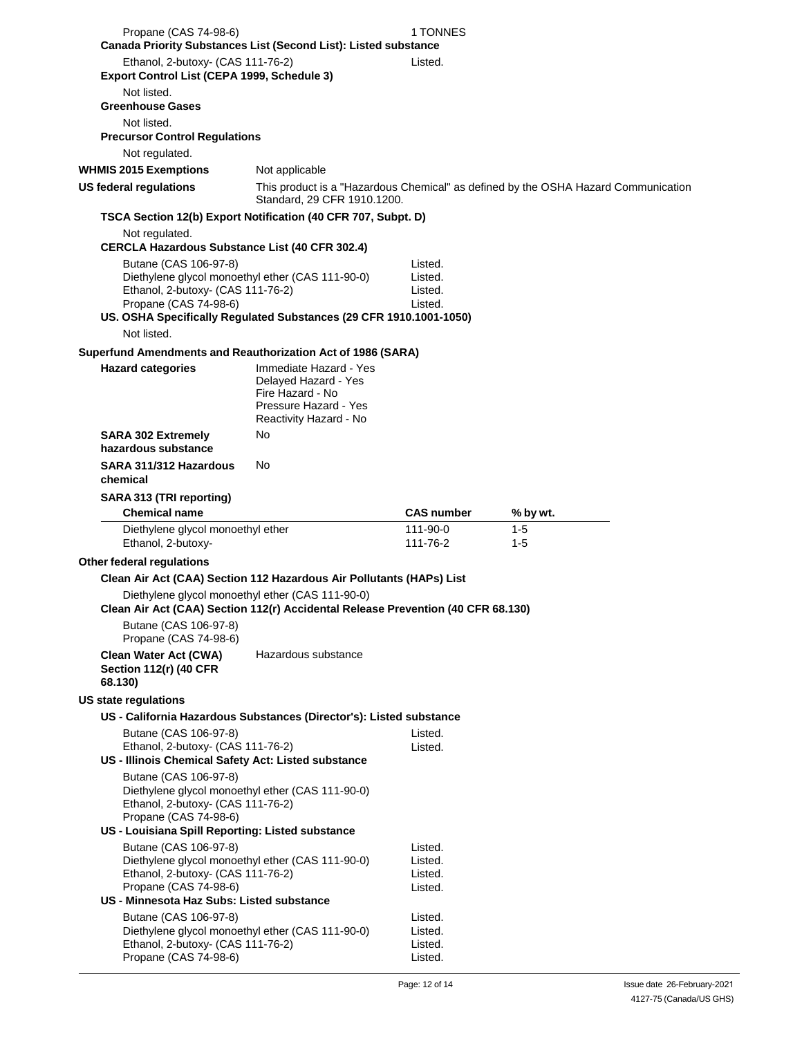Propane (CAS 74-98-6) 1 TONNES

**Canada Priority Substances List (Second List): Listed substance**

Ethanol, 2-butoxy- (CAS 111-76-2) Listed.

**Export Control List (CEPA 1999, Schedule 3)**

Not listed.

**Greenhouse Gases**

Not listed.

**Precursor Control Regulations**

Not regulated.

**WHMIS 2015 Exemptions** Not applicable

**US federal regulations** This product is a "Hazardous Chemical" as defined by the OSHA Hazard Communication Standard, 29 CFR 1910.1200.

**TSCA Section 12(b) Export Notification (40 CFR 707, Subpt. D)**

Not regulated.

**CERCLA Hazardous Substance List (40 CFR 302.4)**

| | |
|---|---|
| Butane (CAS 106-97-8) | Listed. |
| Diethylene glycol monoethyl ether (CAS 111-90-0) | Listed. |
| Ethanol, 2-butoxy- (CAS 111-76-2) | Listed. |
| Propane (CAS 74-98-6) | Listed. |

**US. OSHA Specifically Regulated Substances (29 CFR 1910.1001-1050)**

Not listed.

**Superfund Amendments and Reauthorization Act of 1986 (SARA)**

**Hazard categories**

Immediate Hazard - Yes
Delayed Hazard - Yes
Fire Hazard - No
Pressure Hazard - Yes
Reactivity Hazard - No

**SARA 302 Extremely hazardous substance** No

**SARA 311/312 Hazardous chemical** No

**SARA 313 (TRI reporting)**

| Chemical name | CAS number | % by wt. |
|---|---|---|
| Diethylene glycol monoethyl ether | 111-90-0 | 1-5 |
| Ethanol, 2-butoxy- | 111-76-2 | 1-5 |

**Other federal regulations**

**Clean Air Act (CAA) Section 112 Hazardous Air Pollutants (HAPs) List**

Diethylene glycol monoethyl ether (CAS 111-90-0)

**Clean Air Act (CAA) Section 112(r) Accidental Release Prevention (40 CFR 68.130)**

Butane (CAS 106-97-8)
Propane (CAS 74-98-6)

**Clean Water Act (CWA) Section 112(r) (40 CFR 68.130)** Hazardous substance

**US state regulations**

**US - California Hazardous Substances (Director's): Listed substance**

| | |
|---|---|
| Butane (CAS 106-97-8) | Listed. |
| Ethanol, 2-butoxy- (CAS 111-76-2) | Listed. |

**US - Illinois Chemical Safety Act: Listed substance**

Butane (CAS 106-97-8)
Diethylene glycol monoethyl ether (CAS 111-90-0)
Ethanol, 2-butoxy- (CAS 111-76-2)
Propane (CAS 74-98-6)

**US - Louisiana Spill Reporting: Listed substance**

| | |
|---|---|
| Butane (CAS 106-97-8) | Listed. |
| Diethylene glycol monoethyl ether (CAS 111-90-0) | Listed. |
| Ethanol, 2-butoxy- (CAS 111-76-2) | Listed. |
| Propane (CAS 74-98-6) | Listed. |

**US - Minnesota Haz Subs: Listed substance**

| | |
|---|---|
| Butane (CAS 106-97-8) | Listed. |
| Diethylene glycol monoethyl ether (CAS 111-90-0) | Listed. |
| Ethanol, 2-butoxy- (CAS 111-76-2) | Listed. |
| Propane (CAS 74-98-6) | Listed. |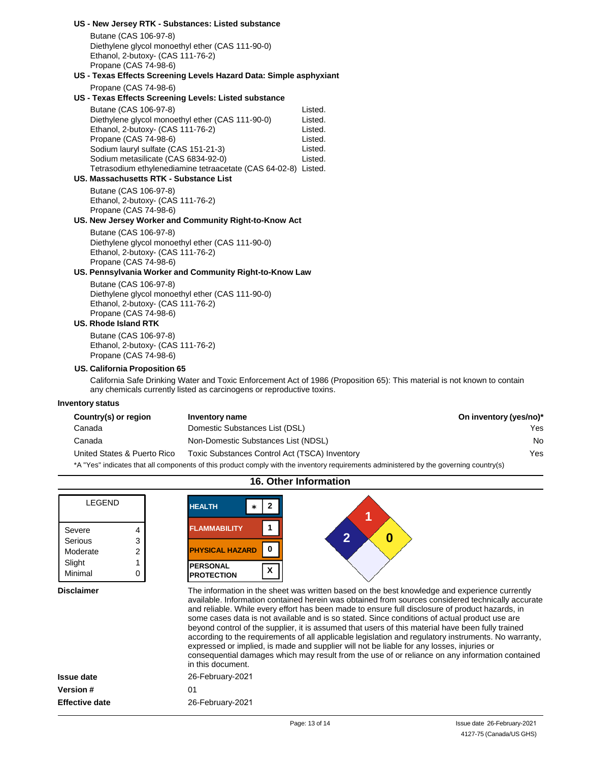**US - New Jersey RTK - Substances: Listed substance**

Butane (CAS 106-97-8)
Diethylene glycol monoethyl ether (CAS 111-90-0)
Ethanol, 2-butoxy- (CAS 111-76-2)
Propane (CAS 74-98-6)

**US - Texas Effects Screening Levels Hazard Data: Simple asphyxiant**

Propane (CAS 74-98-6)

**US - Texas Effects Screening Levels: Listed substance**

| | |
|---|---|
| Butane (CAS 106-97-8) | Listed. |
| Diethylene glycol monoethyl ether (CAS 111-90-0) | Listed. |
| Ethanol, 2-butoxy- (CAS 111-76-2) | Listed. |
| Propane (CAS 74-98-6) | Listed. |
| Sodium lauryl sulfate (CAS 151-21-3) | Listed. |
| Sodium metasilicate (CAS 6834-92-0) | Listed. |
| Tetrasodium ethylenediamine tetraacetate (CAS 64-02-8) | Listed. |

**US. Massachusetts RTK - Substance List**

Butane (CAS 106-97-8)
Ethanol, 2-butoxy- (CAS 111-76-2)
Propane (CAS 74-98-6)

**US. New Jersey Worker and Community Right-to-Know Act**

Butane (CAS 106-97-8)
Diethylene glycol monoethyl ether (CAS 111-90-0)
Ethanol, 2-butoxy- (CAS 111-76-2)
Propane (CAS 74-98-6)

**US. Pennsylvania Worker and Community Right-to-Know Law**

Butane (CAS 106-97-8)
Diethylene glycol monoethyl ether (CAS 111-90-0)
Ethanol, 2-butoxy- (CAS 111-76-2)
Propane (CAS 74-98-6)

**US. Rhode Island RTK**

Butane (CAS 106-97-8)
Ethanol, 2-butoxy- (CAS 111-76-2)
Propane (CAS 74-98-6)

**US. California Proposition 65**

California Safe Drinking Water and Toxic Enforcement Act of 1986 (Proposition 65): This material is not known to contain any chemicals currently listed as carcinogens or reproductive toxins.

**Inventory status**

| Country(s) or region | Inventory name | On inventory (yes/no)* |
|---|---|---|
| Canada | Domestic Substances List (DSL) | Yes |
| Canada | Non-Domestic Substances List (NDSL) | No |
| United States & Puerto Rico | Toxic Substances Control Act (TSCA) Inventory | Yes |

*A "Yes" indicates that all components of this product comply with the inventory requirements administered by the governing country(s)

## 16. Other Information

| LEGEND | |
|---|---|
| Severe | 4 |
| Serious | 3 |
| Moderate | 2 |
| Slight | 1 |
| Minimal | 0 |

| | | |
|---|---|---|
| HEALTH | * | 2 |
| FLAMMABILITY | | 1 |
| PHYSICAL HAZARD | | 0 |
| PERSONAL PROTECTION | | X |

NFPA: Health 2, Flammability 1, Instability 0

**Disclaimer**

The information in the sheet was written based on the best knowledge and experience currently available. Information contained herein was obtained from sources considered technically accurate and reliable. While every effort has been made to ensure full disclosure of product hazards, in some cases data is not available and is so stated. Since conditions of actual product use are beyond control of the supplier, it is assumed that users of this material have been fully trained according to the requirements of all applicable legislation and regulatory instruments. No warranty, expressed or implied, is made and supplier will not be liable for any losses, injuries or consequential damages which may result from the use of or reliance on any information contained in this document.

**Issue date** 26-February-2021

**Version #** 01

**Effective date** 26-February-2021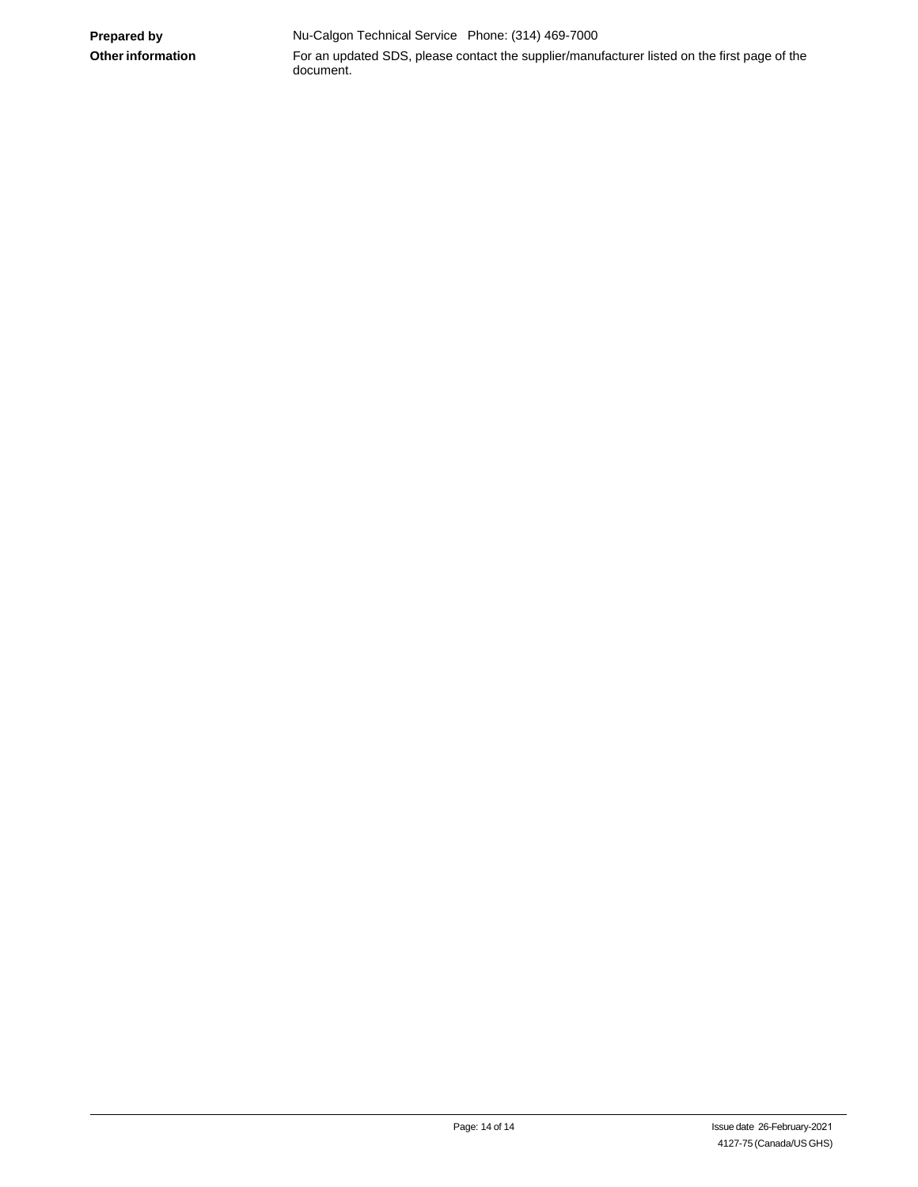| | |
|---|---|
| **Prepared by** | Nu-Calgon Technical Service Phone: (314) 469-7000 |
| **Other information** | For an updated SDS, please contact the supplier/manufacturer listed on the first page of the document. |